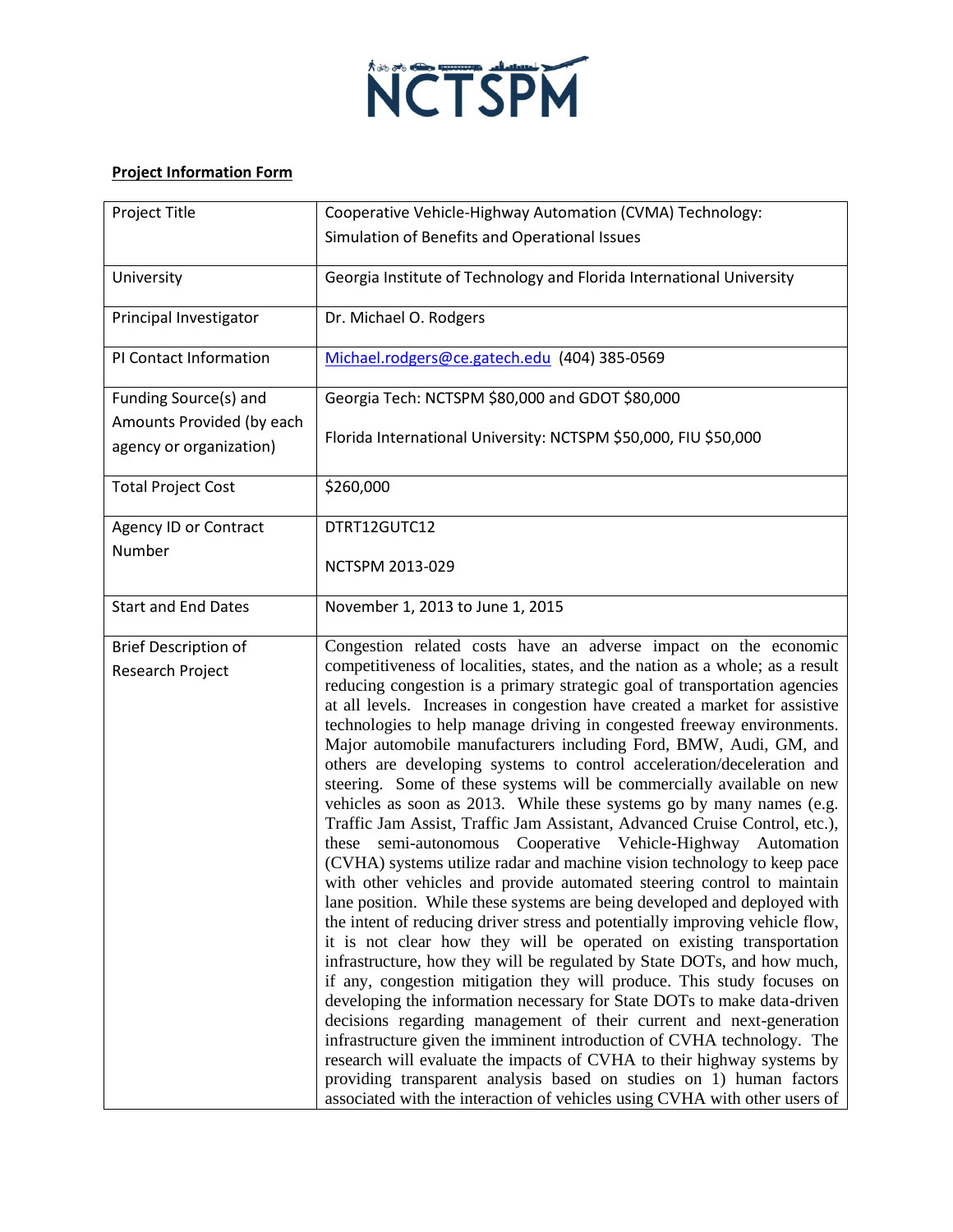NCTSPM

**Project Information Form**

| | |
|---|---|
| Project Title | Cooperative Vehicle-Highway Automation (CVMA) Technology: Simulation of Benefits and Operational Issues |
| University | Georgia Institute of Technology and Florida International University |
| Principal Investigator | Dr. Michael O. Rodgers |
| PI Contact Information | Michael.rodgers@ce.gatech.edu (404) 385-0569 |
| Funding Source(s) and Amounts Provided (by each agency or organization) | Georgia Tech: NCTSPM $80,000 and GDOT $80,000<br><br>Florida International University: NCTSPM $50,000, FIU $50,000 |
| Total Project Cost | $260,000 |
| Agency ID or Contract Number | DTRT12GUTC12<br><br>NCTSPM 2013-029 |
| Start and End Dates | November 1, 2013 to June 1, 2015 |
| Brief Description of Research Project | Congestion related costs have an adverse impact on the economic competitiveness of localities, states, and the nation as a whole; as a result reducing congestion is a primary strategic goal of transportation agencies at all levels. Increases in congestion have created a market for assistive technologies to help manage driving in congested freeway environments. Major automobile manufacturers including Ford, BMW, Audi, GM, and others are developing systems to control acceleration/deceleration and steering. Some of these systems will be commercially available on new vehicles as soon as 2013. While these systems go by many names (e.g. Traffic Jam Assist, Traffic Jam Assistant, Advanced Cruise Control, etc.), these semi-autonomous Cooperative Vehicle-Highway Automation (CVHA) systems utilize radar and machine vision technology to keep pace with other vehicles and provide automated steering control to maintain lane position. While these systems are being developed and deployed with the intent of reducing driver stress and potentially improving vehicle flow, it is not clear how they will be operated on existing transportation infrastructure, how they will be regulated by State DOTs, and how much, if any, congestion mitigation they will produce. This study focuses on developing the information necessary for State DOTs to make data-driven decisions regarding management of their current and next-generation infrastructure given the imminent introduction of CVHA technology. The research will evaluate the impacts of CVHA to their highway systems by providing transparent analysis based on studies on 1) human factors associated with the interaction of vehicles using CVHA with other users of |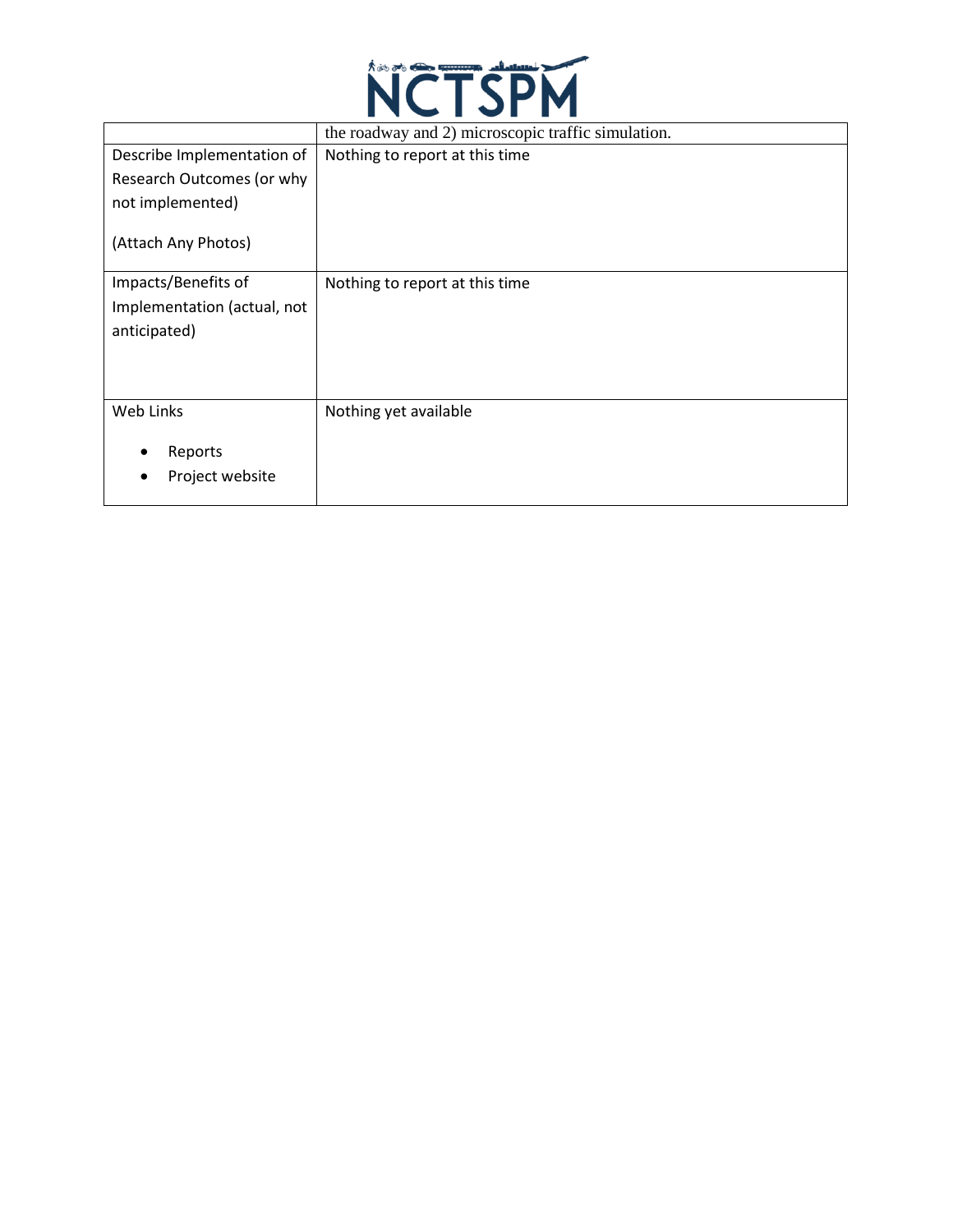| | |
|---|---|
| | the roadway and 2) microscopic traffic simulation. |
| Describe Implementation of Research Outcomes (or why not implemented)<br><br>(Attach Any Photos) | Nothing to report at this time |
| Impacts/Benefits of Implementation (actual, not anticipated) | Nothing to report at this time |
| Web Links<br>• Reports<br>• Project website | Nothing yet available |